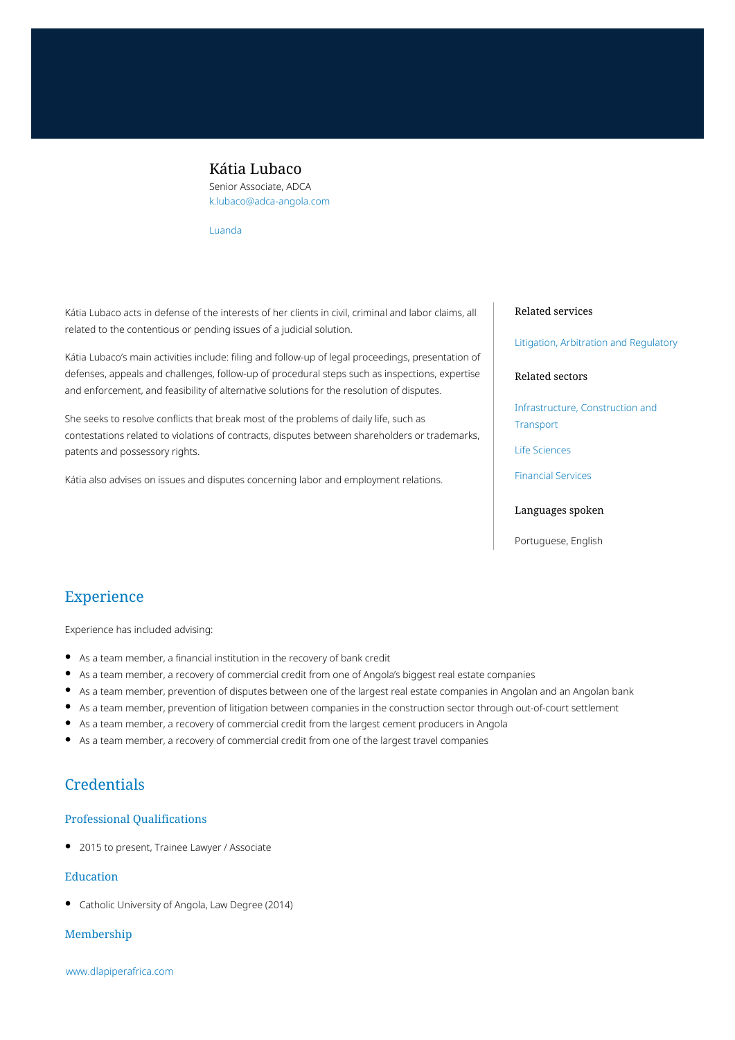# Kátia Lubaco

Senior Associate, ADCA
k.lubaco@adca-angola.com

Luanda

Kátia Lubaco acts in defense of the interests of her clients in civil, criminal and labor claims, all related to the contentious or pending issues of a judicial solution.

Kátia Lubaco's main activities include: filing and follow-up of legal proceedings, presentation of defenses, appeals and challenges, follow-up of procedural steps such as inspections, expertise and enforcement, and feasibility of alternative solutions for the resolution of disputes.

She seeks to resolve conflicts that break most of the problems of daily life, such as contestations related to violations of contracts, disputes between shareholders or trademarks, patents and possessory rights.

Kátia also advises on issues and disputes concerning labor and employment relations.

### Related services

Litigation, Arbitration and Regulatory

### Related sectors

Infrastructure, Construction and Transport

Life Sciences

Financial Services

### Languages spoken

Portuguese, English

## Experience

Experience has included advising:

- As a team member, a financial institution in the recovery of bank credit
- As a team member, a recovery of commercial credit from one of Angola's biggest real estate companies
- As a team member, prevention of disputes between one of the largest real estate companies in Angolan and an Angolan bank
- As a team member, prevention of litigation between companies in the construction sector through out-of-court settlement
- As a team member, a recovery of commercial credit from the largest cement producers in Angola
- As a team member, a recovery of commercial credit from one of the largest travel companies

## Credentials

### Professional Qualifications

- 2015 to present, Trainee Lawyer / Associate

### Education

- Catholic University of Angola, Law Degree (2014)

### Membership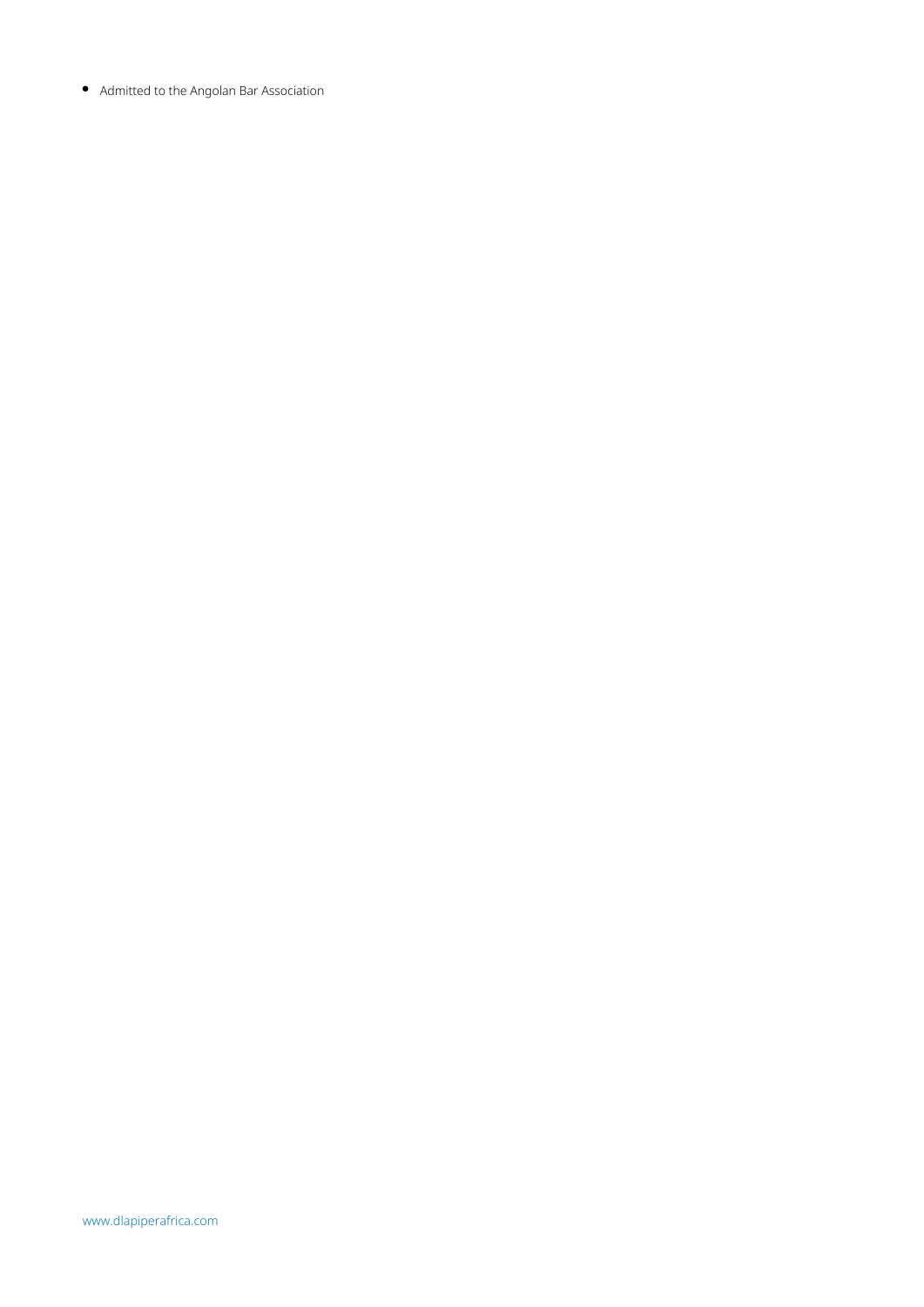- Admitted to the Angolan Bar Association